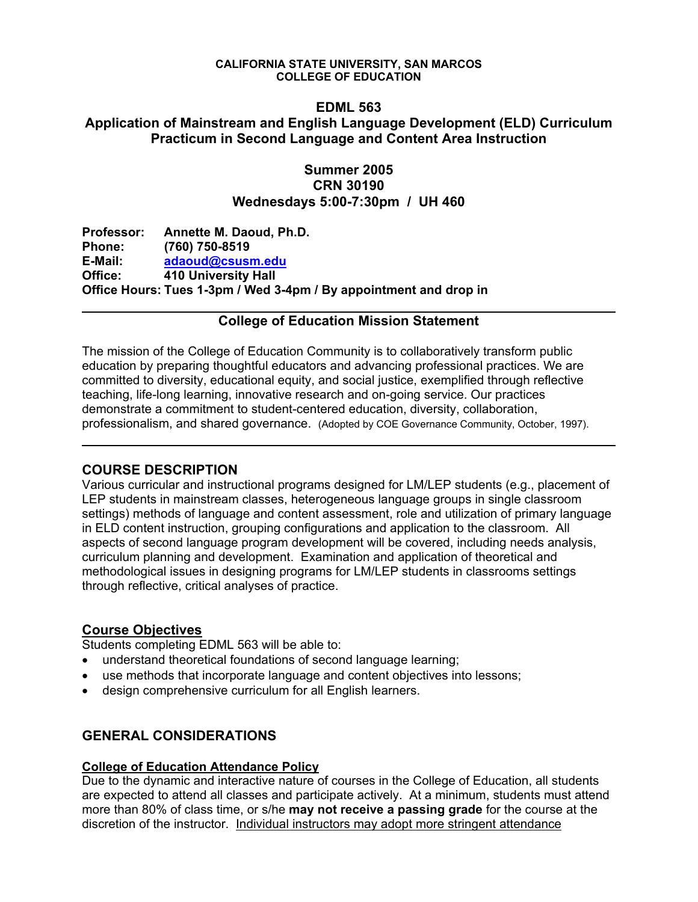**CALIFORNIA STATE UNIVERSITY, SAN MARCOS**
**COLLEGE OF EDUCATION**

# EDML 563
# Application of Mainstream and English Language Development (ELD) Curriculum Practicum in Second Language and Content Area Instruction

## Summer 2005
## CRN 30190
## Wednesdays 5:00-7:30pm / UH 460

**Professor:** Annette M. Daoud, Ph.D.
**Phone:** (760) 750-8519
**E-Mail:** adaoud@csusm.edu
**Office:** 410 University Hall
**Office Hours: Tues 1-3pm / Wed 3-4pm / By appointment and drop in**

---

## College of Education Mission Statement

The mission of the College of Education Community is to collaboratively transform public education by preparing thoughtful educators and advancing professional practices. We are committed to diversity, educational equity, and social justice, exemplified through reflective teaching, life-long learning, innovative research and on-going service. Our practices demonstrate a commitment to student-centered education, diversity, collaboration, professionalism, and shared governance. (Adopted by COE Governance Community, October, 1997).

---

## COURSE DESCRIPTION

Various curricular and instructional programs designed for LM/LEP students (e.g., placement of LEP students in mainstream classes, heterogeneous language groups in single classroom settings) methods of language and content assessment, role and utilization of primary language in ELD content instruction, grouping configurations and application to the classroom. All aspects of second language program development will be covered, including needs analysis, curriculum planning and development. Examination and application of theoretical and methodological issues in designing programs for LM/LEP students in classrooms settings through reflective, critical analyses of practice.

### Course Objectives

Students completing EDML 563 will be able to:

- understand theoretical foundations of second language learning;
- use methods that incorporate language and content objectives into lessons;
- design comprehensive curriculum for all English learners.

## GENERAL CONSIDERATIONS

### College of Education Attendance Policy

Due to the dynamic and interactive nature of courses in the College of Education, all students are expected to attend all classes and participate actively. At a minimum, students must attend more than 80% of class time, or s/he **may not receive a passing grade** for the course at the discretion of the instructor. Individual instructors may adopt more stringent attendance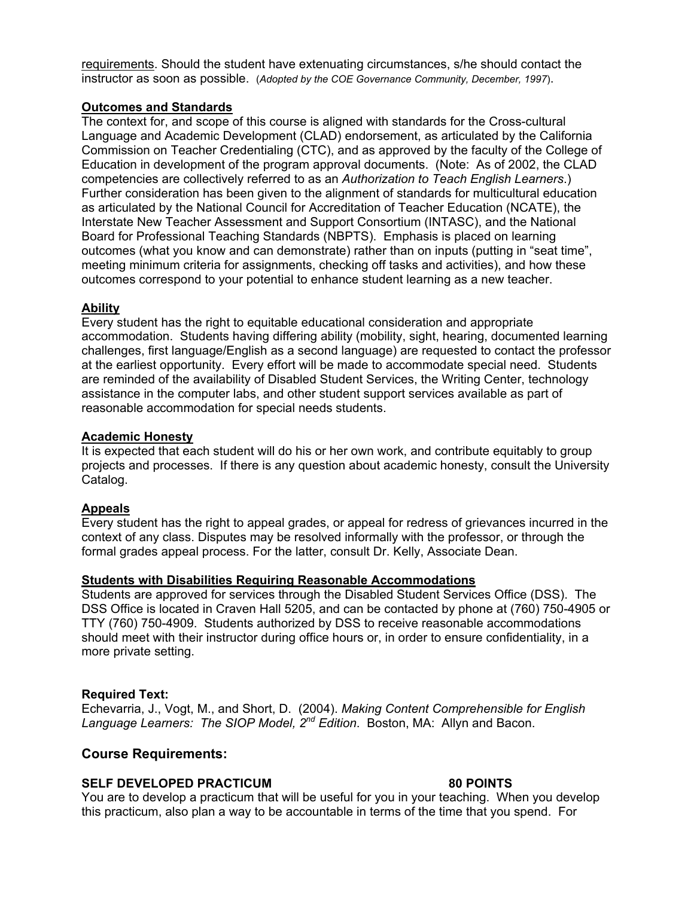requirements. Should the student have extenuating circumstances, s/he should contact the instructor as soon as possible. (*Adopted by the COE Governance Community, December, 1997*).

## Outcomes and Standards

The context for, and scope of this course is aligned with standards for the Cross-cultural Language and Academic Development (CLAD) endorsement, as articulated by the California Commission on Teacher Credentialing (CTC), and as approved by the faculty of the College of Education in development of the program approval documents. (Note: As of 2002, the CLAD competencies are collectively referred to as an *Authorization to Teach English Learners*.) Further consideration has been given to the alignment of standards for multicultural education as articulated by the National Council for Accreditation of Teacher Education (NCATE), the Interstate New Teacher Assessment and Support Consortium (INTASC), and the National Board for Professional Teaching Standards (NBPTS). Emphasis is placed on learning outcomes (what you know and can demonstrate) rather than on inputs (putting in "seat time", meeting minimum criteria for assignments, checking off tasks and activities), and how these outcomes correspond to your potential to enhance student learning as a new teacher.

## Ability

Every student has the right to equitable educational consideration and appropriate accommodation. Students having differing ability (mobility, sight, hearing, documented learning challenges, first language/English as a second language) are requested to contact the professor at the earliest opportunity. Every effort will be made to accommodate special need. Students are reminded of the availability of Disabled Student Services, the Writing Center, technology assistance in the computer labs, and other student support services available as part of reasonable accommodation for special needs students.

## Academic Honesty

It is expected that each student will do his or her own work, and contribute equitably to group projects and processes. If there is any question about academic honesty, consult the University Catalog.

## Appeals

Every student has the right to appeal grades, or appeal for redress of grievances incurred in the context of any class. Disputes may be resolved informally with the professor, or through the formal grades appeal process. For the latter, consult Dr. Kelly, Associate Dean.

## Students with Disabilities Requiring Reasonable Accommodations

Students are approved for services through the Disabled Student Services Office (DSS). The DSS Office is located in Craven Hall 5205, and can be contacted by phone at (760) 750-4905 or TTY (760) 750-4909. Students authorized by DSS to receive reasonable accommodations should meet with their instructor during office hours or, in order to ensure confidentiality, in a more private setting.

**Required Text:**

Echevarria, J., Vogt, M., and Short, D. (2004). *Making Content Comprehensible for English Language Learners: The SIOP Model, 2nd Edition*. Boston, MA: Allyn and Bacon.

## Course Requirements:

**SELF DEVELOPED PRACTICUM 80 POINTS**

You are to develop a practicum that will be useful for you in your teaching. When you develop this practicum, also plan a way to be accountable in terms of the time that you spend. For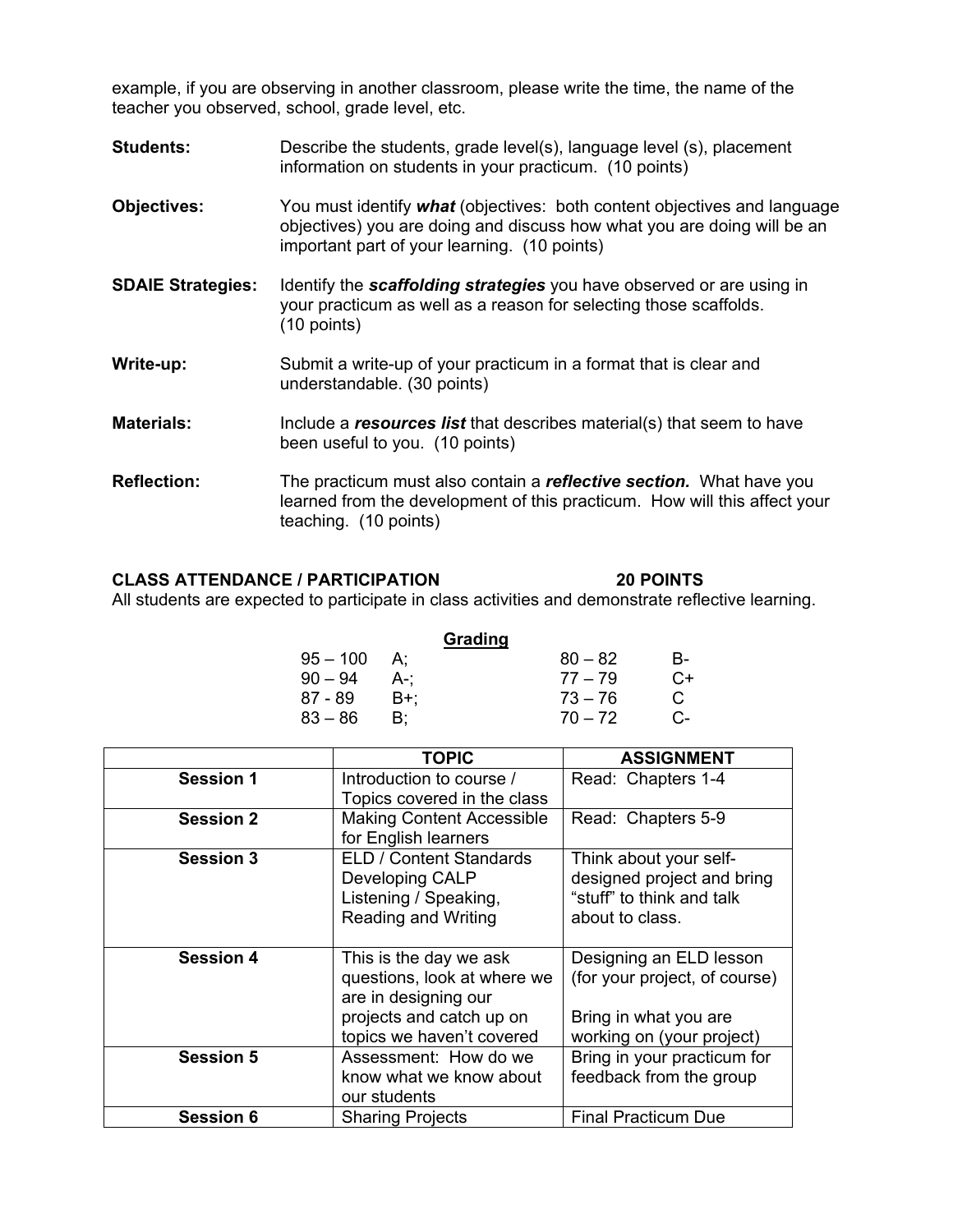example, if you are observing in another classroom, please write the time, the name of the teacher you observed, school, grade level, etc.

**Students:** Describe the students, grade level(s), language level (s), placement information on students in your practicum. (10 points)

**Objectives:** You must identify ***what*** (objectives: both content objectives and language objectives) you are doing and discuss how what you are doing will be an important part of your learning. (10 points)

**SDAIE Strategies:** Identify the ***scaffolding strategies*** you have observed or are using in your practicum as well as a reason for selecting those scaffolds. (10 points)

**Write-up:** Submit a write-up of your practicum in a format that is clear and understandable. (30 points)

**Materials:** Include a ***resources list*** that describes material(s) that seem to have been useful to you. (10 points)

**Reflection:** The practicum must also contain a ***reflective section.*** What have you learned from the development of this practicum. How will this affect your teaching. (10 points)

**CLASS ATTENDANCE / PARTICIPATION 20 POINTS**

All students are expected to participate in class activities and demonstrate reflective learning.

**Grading**

| | | | |
|---|---|---|---|
| 95 – 100 | A; | 80 – 82 | B- |
| 90 – 94 | A-; | 77 – 79 | C+ |
| 87 - 89 | B+; | 73 – 76 | C |
| 83 – 86 | B; | 70 – 72 | C- |

| | TOPIC | ASSIGNMENT |
|---|---|---|
| **Session 1** | Introduction to course / Topics covered in the class | Read: Chapters 1-4 |
| **Session 2** | Making Content Accessible for English learners | Read: Chapters 5-9 |
| **Session 3** | ELD / Content Standards Developing CALP Listening / Speaking, Reading and Writing | Think about your self-designed project and bring "stuff" to think and talk about to class. |
| **Session 4** | This is the day we ask questions, look at where we are in designing our projects and catch up on topics we haven't covered | Designing an ELD lesson (for your project, of course) Bring in what you are working on (your project) |
| **Session 5** | Assessment: How do we know what we know about our students | Bring in your practicum for feedback from the group |
| **Session 6** | Sharing Projects | Final Practicum Due |